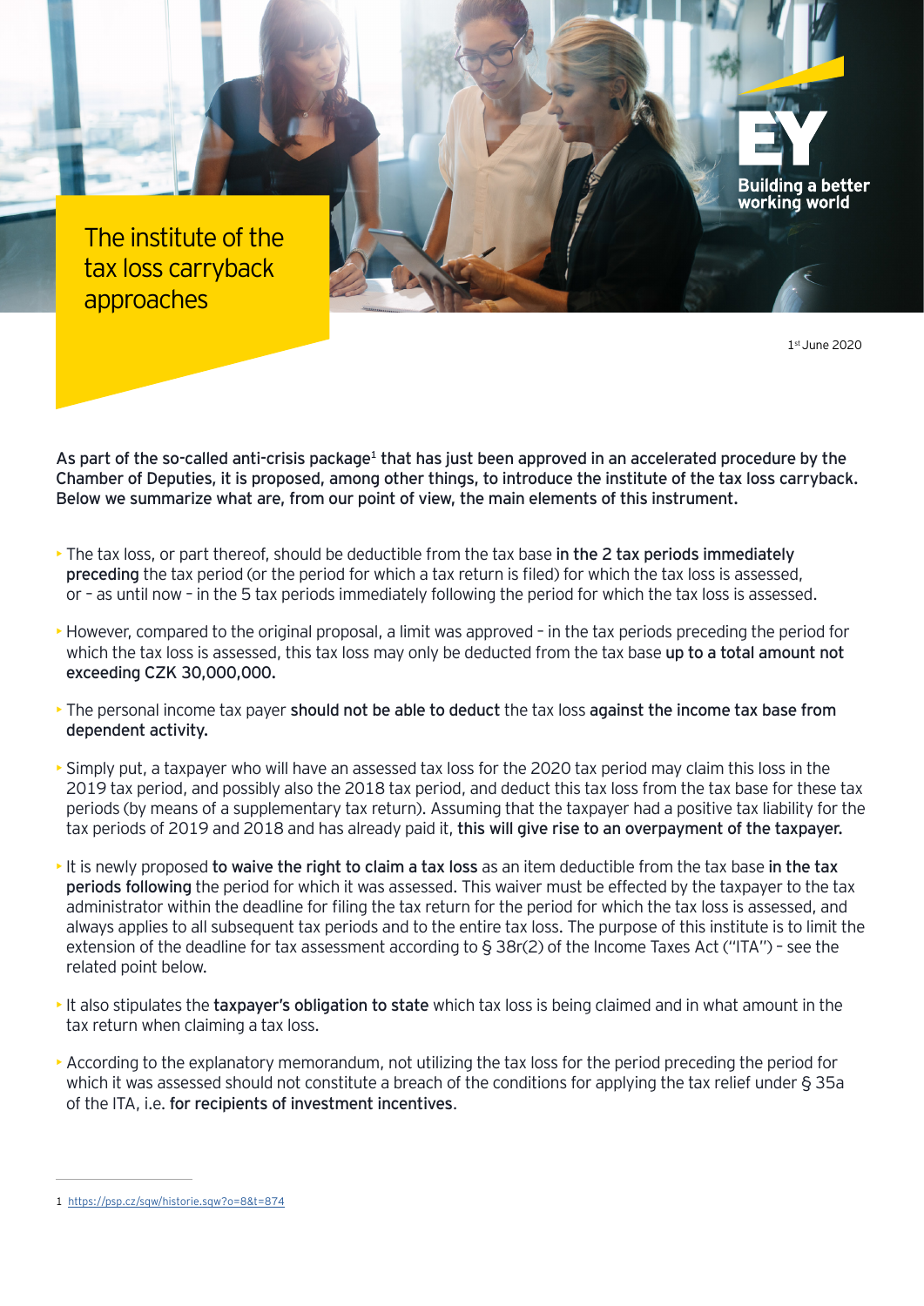# The institute of the tax loss carryback approaches

1st June 2020

**As part of the so-called anti-crisis package[1] that has just been approved in an accelerated procedure by the Chamber of Deputies, it is proposed, among other things, to introduce the institute of the tax loss carryback. Below we summarize what are, from our point of view, the main elements of this instrument.**

- The tax loss, or part thereof, should be deductible from the tax base **in the 2 tax periods immediately preceding** the tax period (or the period for which a tax return is filed) for which the tax loss is assessed, or – as until now – in the 5 tax periods immediately following the period for which the tax loss is assessed.
- However, compared to the original proposal, a limit was approved – in the tax periods preceding the period for which the tax loss is assessed, this tax loss may only be deducted from the tax base **up to a total amount not exceeding CZK 30,000,000.**
- The personal income tax payer **should not be able to deduct** the tax loss **against the income tax base from dependent activity.**
- Simply put, a taxpayer who will have an assessed tax loss for the 2020 tax period may claim this loss in the 2019 tax period, and possibly also the 2018 tax period, and deduct this tax loss from the tax base for these tax periods (by means of a supplementary tax return). Assuming that the taxpayer had a positive tax liability for the tax periods of 2019 and 2018 and has already paid it, **this will give rise to an overpayment of the taxpayer.**
- It is newly proposed **to waive the right to claim a tax loss** as an item deductible from the tax base **in the tax periods following** the period for which it was assessed. This waiver must be effected by the taxpayer to the tax administrator within the deadline for filing the tax return for the period for which the tax loss is assessed, and always applies to all subsequent tax periods and to the entire tax loss. The purpose of this institute is to limit the extension of the deadline for tax assessment according to § 38r(2) of the Income Taxes Act ("ITA") – see the related point below.
- It also stipulates the **taxpayer's obligation to state** which tax loss is being claimed and in what amount in the tax return when claiming a tax loss.
- According to the explanatory memorandum, not utilizing the tax loss for the period preceding the period for which it was assessed should not constitute a breach of the conditions for applying the tax relief under § 35a of the ITA, i.e. **for recipients of investment incentives**.

---

1 https://psp.cz/sqw/historie.sqw?o=8&t=874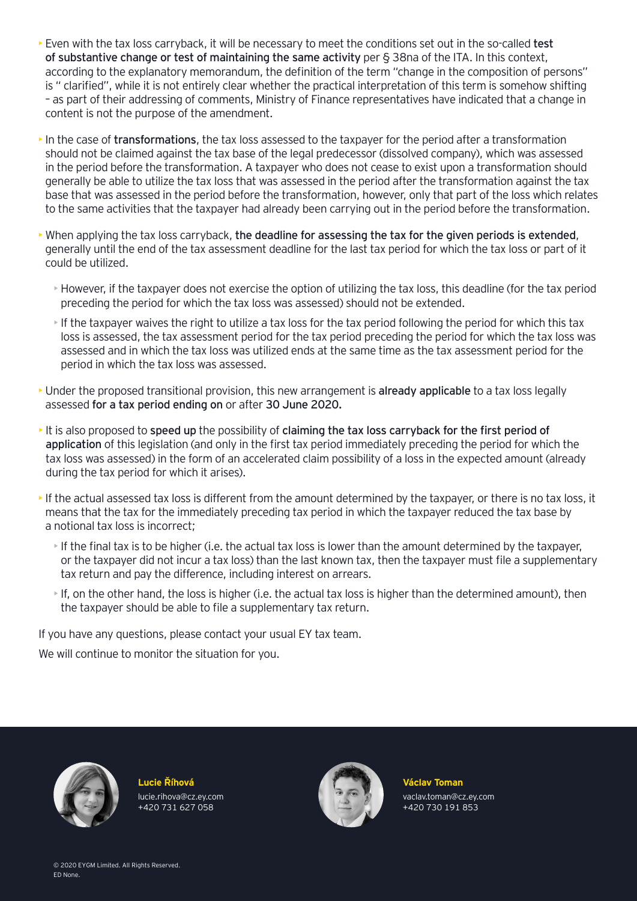- Even with the tax loss carryback, it will be necessary to meet the conditions set out in the so-called **test of substantive change or test of maintaining the same activity** per § 38na of the ITA. In this context, according to the explanatory memorandum, the definition of the term "change in the composition of persons" is " clarified", while it is not entirely clear whether the practical interpretation of this term is somehow shifting – as part of their addressing of comments, Ministry of Finance representatives have indicated that a change in content is not the purpose of the amendment.
- In the case of **transformations**, the tax loss assessed to the taxpayer for the period after a transformation should not be claimed against the tax base of the legal predecessor (dissolved company), which was assessed in the period before the transformation. A taxpayer who does not cease to exist upon a transformation should generally be able to utilize the tax loss that was assessed in the period after the transformation against the tax base that was assessed in the period before the transformation, however, only that part of the loss which relates to the same activities that the taxpayer had already been carrying out in the period before the transformation.
- When applying the tax loss carryback, **the deadline for assessing the tax for the given periods is extended**, generally until the end of the tax assessment deadline for the last tax period for which the tax loss or part of it could be utilized.
  - However, if the taxpayer does not exercise the option of utilizing the tax loss, this deadline (for the tax period preceding the period for which the tax loss was assessed) should not be extended.
  - If the taxpayer waives the right to utilize a tax loss for the tax period following the period for which this tax loss is assessed, the tax assessment period for the tax period preceding the period for which the tax loss was assessed and in which the tax loss was utilized ends at the same time as the tax assessment period for the period in which the tax loss was assessed.
- Under the proposed transitional provision, this new arrangement is **already applicable** to a tax loss legally assessed **for a tax period ending on** or after **30 June 2020.**
- It is also proposed to **speed up** the possibility of **claiming the tax loss carryback for the first period of application** of this legislation (and only in the first tax period immediately preceding the period for which the tax loss was assessed) in the form of an accelerated claim possibility of a loss in the expected amount (already during the tax period for which it arises).
- If the actual assessed tax loss is different from the amount determined by the taxpayer, or there is no tax loss, it means that the tax for the immediately preceding tax period in which the taxpayer reduced the tax base by a notional tax loss is incorrect;
  - If the final tax is to be higher (i.e. the actual tax loss is lower than the amount determined by the taxpayer, or the taxpayer did not incur a tax loss) than the last known tax, then the taxpayer must file a supplementary tax return and pay the difference, including interest on arrears.
  - If, on the other hand, the loss is higher (i.e. the actual tax loss is higher than the determined amount), then the taxpayer should be able to file a supplementary tax return.

If you have any questions, please contact your usual EY tax team.

We will continue to monitor the situation for you.

**Lucie Říhová**
lucie.rihova@cz.ey.com
+420 731 627 058

**Václav Toman**
vaclav.toman@cz.ey.com
+420 730 191 853

© 2020 EYGM Limited. All Rights Reserved.
ED None.